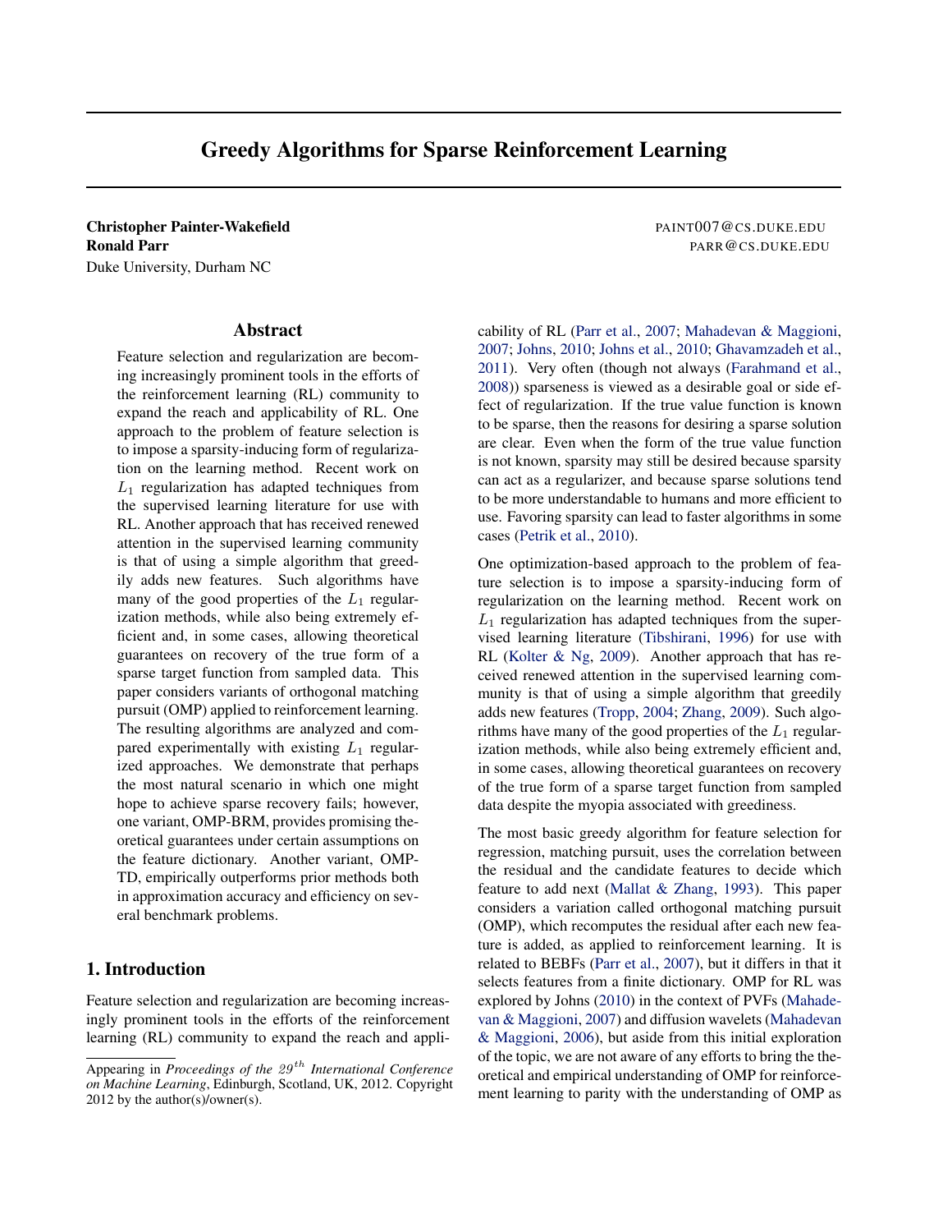# Greedy Algorithms for Sparse Reinforcement Learning

**Christopher Painter-Wakefield** PAINT007@CS.DUKE.EDU
**Ronald Parr** PARR@CS.DUKE.EDU
Duke University, Durham NC

## Abstract

Feature selection and regularization are becoming increasingly prominent tools in the efforts of the reinforcement learning (RL) community to expand the reach and applicability of RL. One approach to the problem of feature selection is to impose a sparsity-inducing form of regularization on the learning method. Recent work on $L_1$ regularization has adapted techniques from the supervised learning literature for use with RL. Another approach that has received renewed attention in the supervised learning community is that of using a simple algorithm that greedily adds new features. Such algorithms have many of the good properties of the $L_1$ regularization methods, while also being extremely efficient and, in some cases, allowing theoretical guarantees on recovery of the true form of a sparse target function from sampled data. This paper considers variants of orthogonal matching pursuit (OMP) applied to reinforcement learning. The resulting algorithms are analyzed and compared experimentally with existing $L_1$ regularized approaches. We demonstrate that perhaps the most natural scenario in which one might hope to achieve sparse recovery fails; however, one variant, OMP-BRM, provides promising theoretical guarantees under certain assumptions on the feature dictionary. Another variant, OMP-TD, empirically outperforms prior methods both in approximation accuracy and efficiency on several benchmark problems.

## 1. Introduction

Feature selection and regularization are becoming increasingly prominent tools in the efforts of the reinforcement learning (RL) community to expand the reach and applicability of RL (Parr et al., 2007; Mahadevan & Maggioni, 2007; Johns, 2010; Johns et al., 2010; Ghavamzadeh et al., 2011). Very often (though not always (Farahmand et al., 2008)) sparseness is viewed as a desirable goal or side effect of regularization. If the true value function is known to be sparse, then the reasons for desiring a sparse solution are clear. Even when the form of the true value function is not known, sparsity may still be desired because sparsity can act as a regularizer, and because sparse solutions tend to be more understandable to humans and more efficient to use. Favoring sparsity can lead to faster algorithms in some cases (Petrik et al., 2010).

One optimization-based approach to the problem of feature selection is to impose a sparsity-inducing form of regularization on the learning method. Recent work on $L_1$ regularization has adapted techniques from the supervised learning literature (Tibshirani, 1996) for use with RL (Kolter & Ng, 2009). Another approach that has received renewed attention in the supervised learning community is that of using a simple algorithm that greedily adds new features (Tropp, 2004; Zhang, 2009). Such algorithms have many of the good properties of the $L_1$ regularization methods, while also being extremely efficient and, in some cases, allowing theoretical guarantees on recovery of the true form of a sparse target function from sampled data despite the myopia associated with greediness.

The most basic greedy algorithm for feature selection for regression, matching pursuit, uses the correlation between the residual and the candidate features to decide which feature to add next (Mallat & Zhang, 1993). This paper considers a variation called orthogonal matching pursuit (OMP), which recomputes the residual after each new feature is added, as applied to reinforcement learning. It is related to BEBFs (Parr et al., 2007), but it differs in that it selects features from a finite dictionary. OMP for RL was explored by Johns (2010) in the context of PVFs (Mahadevan & Maggioni, 2007) and diffusion wavelets (Mahadevan & Maggioni, 2006), but aside from this initial exploration of the topic, we are not aware of any efforts to bring the theoretical and empirical understanding of OMP for reinforcement learning to parity with the understanding of OMP as

Appearing in *Proceedings of the $29^{th}$ International Conference on Machine Learning*, Edinburgh, Scotland, UK, 2012. Copyright 2012 by the author(s)/owner(s).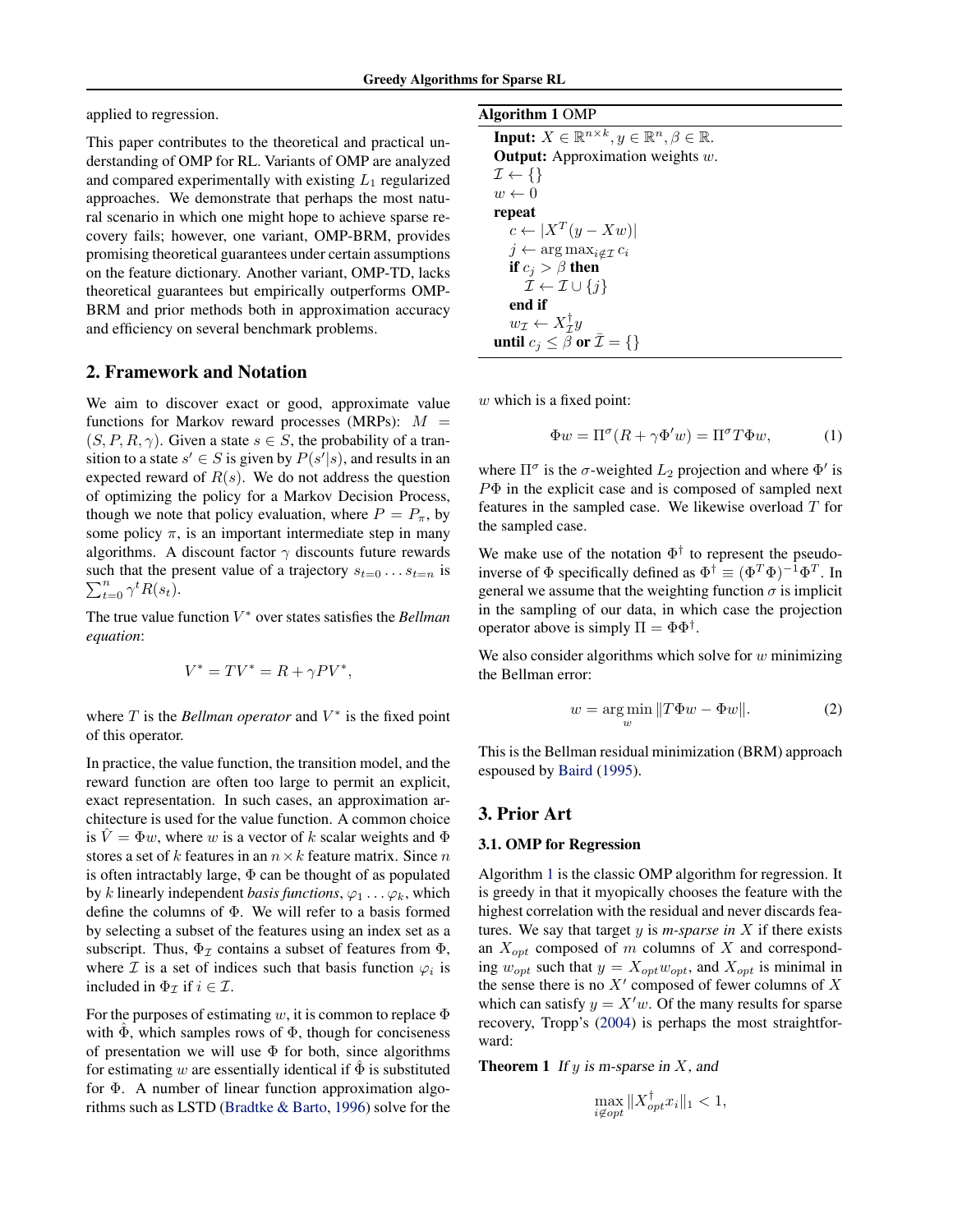applied to regression.

This paper contributes to the theoretical and practical understanding of OMP for RL. Variants of OMP are analyzed and compared experimentally with existing $L_1$ regularized approaches. We demonstrate that perhaps the most natural scenario in which one might hope to achieve sparse recovery fails; however, one variant, OMP-BRM, provides promising theoretical guarantees under certain assumptions on the feature dictionary. Another variant, OMP-TD, lacks theoretical guarantees but empirically outperforms OMP-BRM and prior methods both in approximation accuracy and efficiency on several benchmark problems.

## 2. Framework and Notation

We aim to discover exact or good, approximate value functions for Markov reward processes (MRPs): $M = (S, P, R, \gamma)$. Given a state $s \in S$, the probability of a transition to a state $s' \in S$ is given by $P(s'|s)$, and results in an expected reward of $R(s)$. We do not address the question of optimizing the policy for a Markov Decision Process, though we note that policy evaluation, where $P = P_\pi$, by some policy $\pi$, is an important intermediate step in many algorithms. A discount factor $\gamma$ discounts future rewards such that the present value of a trajectory $s_{t=0} \ldots s_{t=n}$ is $\sum_{t=0}^{n} \gamma^t R(s_t)$.

The true value function $V^*$ over states satisfies the *Bellman equation*:

$$V^* = TV^* = R + \gamma P V^*,$$

where $T$ is the *Bellman operator* and $V^*$ is the fixed point of this operator.

In practice, the value function, the transition model, and the reward function are often too large to permit an explicit, exact representation. In such cases, an approximation architecture is used for the value function. A common choice is $\hat{V} = \Phi w$, where $w$ is a vector of $k$ scalar weights and $\Phi$ stores a set of $k$ features in an $n \times k$ feature matrix. Since $n$ is often intractably large, $\Phi$ can be thought of as populated by $k$ linearly independent *basis functions*, $\varphi_1 \ldots \varphi_k$, which define the columns of $\Phi$. We will refer to a basis formed by selecting a subset of the features using an index set as a subscript. Thus, $\Phi_{\mathcal{I}}$ contains a subset of features from $\Phi$, where $\mathcal{I}$ is a set of indices such that basis function $\varphi_i$ is included in $\Phi_{\mathcal{I}}$ if $i \in \mathcal{I}$.

For the purposes of estimating $w$, it is common to replace $\Phi$ with $\hat{\Phi}$, which samples rows of $\Phi$, though for conciseness of presentation we will use $\Phi$ for both, since algorithms for estimating $w$ are essentially identical if $\hat{\Phi}$ is substituted for $\Phi$. A number of linear function approximation algorithms such as LSTD (Bradtke & Barto, 1996) solve for the $w$ which is a fixed point:

$$\Phi w = \Pi^\sigma (R + \gamma \Phi' w) = \Pi^\sigma T \Phi w, \qquad (1)$$

where $\Pi^\sigma$ is the $\sigma$-weighted $L_2$ projection and where $\Phi'$ is $P\Phi$ in the explicit case and is composed of sampled next features in the sampled case. We likewise overload $T$ for the sampled case.

We make use of the notation $\Phi^\dagger$ to represent the pseudo-inverse of $\Phi$ specifically defined as $\Phi^\dagger \equiv (\Phi^T \Phi)^{-1} \Phi^T$. In general we assume that the weighting function $\sigma$ is implicit in the sampling of our data, in which case the projection operator above is simply $\Pi = \Phi \Phi^\dagger$.

We also consider algorithms which solve for $w$ minimizing the Bellman error:

$$w = \arg\min_w \|T \Phi w - \Phi w\|. \qquad (2)$$

This is the Bellman residual minimization (BRM) approach espoused by Baird (1995).

**Algorithm 1** OMP

**Input:** $X \in \mathbb{R}^{n \times k}, y \in \mathbb{R}^n, \beta \in \mathbb{R}$.
**Output:** Approximation weights $w$.
$\mathcal{I} \leftarrow \{\}$
$w \leftarrow 0$
**repeat**
  $c \leftarrow |X^T(y - Xw)|$
  $j \leftarrow \arg\max_{i \notin \mathcal{I}} c_i$
  **if** $c_j > \beta$ **then**
    $\mathcal{I} \leftarrow \mathcal{I} \cup \{j\}$
  **end if**
  $w_{\mathcal{I}} \leftarrow X_{\mathcal{I}}^\dagger y$
**until** $c_j \leq \beta$ **or** $\bar{\mathcal{I}} = \{\}$

## 3. Prior Art

### 3.1. OMP for Regression

Algorithm 1 is the classic OMP algorithm for regression. It is greedy in that it myopically chooses the feature with the highest correlation with the residual and never discards features. We say that target $y$ is *m-sparse in* $X$ if there exists an $X_{opt}$ composed of $m$ columns of $X$ and corresponding $w_{opt}$ such that $y = X_{opt} w_{opt}$, and $X_{opt}$ is minimal in the sense there is no $X'$ composed of fewer columns of $X$ which can satisfy $y = X'w$. Of the many results for sparse recovery, Tropp's (2004) is perhaps the most straightforward:

**Theorem 1** *If $y$ is m-sparse in $X$, and*

$$\max_{i \notin opt} \|X_{opt}^\dagger x_i\|_1 < 1,$$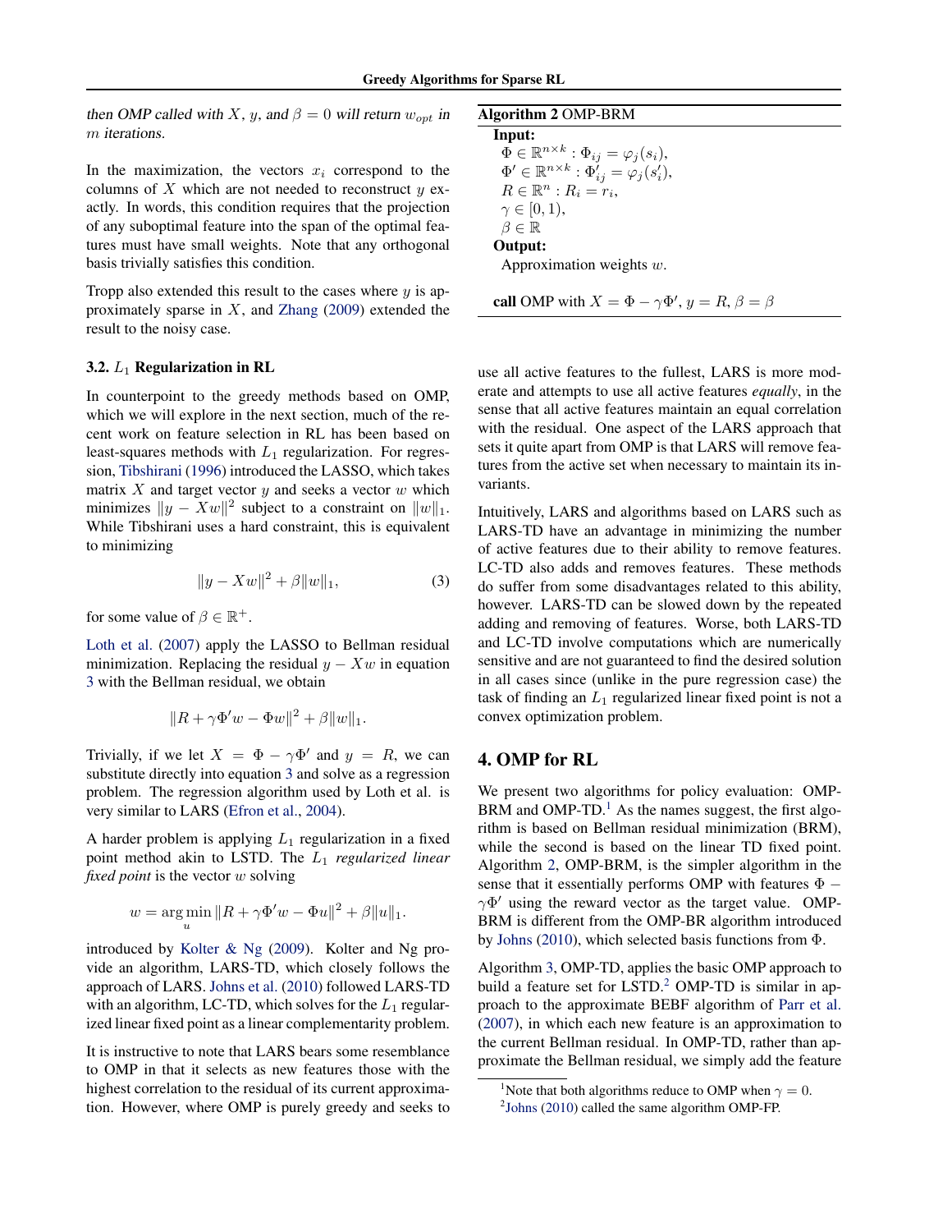*then OMP called with $X$, $y$, and $\beta = 0$ will return $w_{opt}$ in $m$ iterations.*

In the maximization, the vectors $x_i$ correspond to the columns of $X$ which are not needed to reconstruct $y$ exactly. In words, this condition requires that the projection of any suboptimal feature into the span of the optimal features must have small weights. Note that any orthogonal basis trivially satisfies this condition.

Tropp also extended this result to the cases where $y$ is approximately sparse in $X$, and Zhang (2009) extended the result to the noisy case.

### 3.2. $L_1$ Regularization in RL

In counterpoint to the greedy methods based on OMP, which we will explore in the next section, much of the recent work on feature selection in RL has been based on least-squares methods with $L_1$ regularization. For regression, Tibshirani (1996) introduced the LASSO, which takes matrix $X$ and target vector $y$ and seeks a vector $w$ which minimizes $\|y - Xw\|^2$ subject to a constraint on $\|w\|_1$. While Tibshirani uses a hard constraint, this is equivalent to minimizing

$$\|y - Xw\|^2 + \beta\|w\|_1, \tag{3}$$

for some value of $\beta \in \mathbb{R}^+$.

Loth et al. (2007) apply the LASSO to Bellman residual minimization. Replacing the residual $y - Xw$ in equation 3 with the Bellman residual, we obtain

$$\|R + \gamma\Phi' w - \Phi w\|^2 + \beta\|w\|_1.$$

Trivially, if we let $X = \Phi - \gamma\Phi'$ and $y = R$, we can substitute directly into equation 3 and solve as a regression problem. The regression algorithm used by Loth et al. is very similar to LARS (Efron et al., 2004).

A harder problem is applying $L_1$ regularization in a fixed point method akin to LSTD. The $L_1$ *regularized linear fixed point* is the vector $w$ solving

$$w = \arg\min_u \|R + \gamma\Phi' w - \Phi u\|^2 + \beta\|u\|_1.$$

introduced by Kolter & Ng (2009). Kolter and Ng provide an algorithm, LARS-TD, which closely follows the approach of LARS. Johns et al. (2010) followed LARS-TD with an algorithm, LC-TD, which solves for the $L_1$ regularized linear fixed point as a linear complementarity problem.

It is instructive to note that LARS bears some resemblance to OMP in that it selects as new features those with the highest correlation to the residual of its current approximation. However, where OMP is purely greedy and seeks to use all active features to the fullest, LARS is more moderate and attempts to use all active features *equally*, in the sense that all active features maintain an equal correlation with the residual. One aspect of the LARS approach that sets it quite apart from OMP is that LARS will remove features from the active set when necessary to maintain its invariants.

Intuitively, LARS and algorithms based on LARS such as LARS-TD have an advantage in minimizing the number of active features due to their ability to remove features. LC-TD also adds and removes features. These methods do suffer from some disadvantages related to this ability, however. LARS-TD can be slowed down by the repeated adding and removing of features. Worse, both LARS-TD and LC-TD involve computations which are numerically sensitive and are not guaranteed to find the desired solution in all cases since (unlike in the pure regression case) the task of finding an $L_1$ regularized linear fixed point is not a convex optimization problem.

---

**Algorithm 2** OMP-BRM

**Input:**
- $\Phi \in \mathbb{R}^{n \times k} : \Phi_{ij} = \varphi_j(s_i)$,
- $\Phi' \in \mathbb{R}^{n \times k} : \Phi'_{ij} = \varphi_j(s'_i)$,
- $R \in \mathbb{R}^n : R_i = r_i$,
- $\gamma \in [0, 1)$,
- $\beta \in \mathbb{R}$

**Output:**
- Approximation weights $w$.

**call** OMP with $X = \Phi - \gamma\Phi'$, $y = R$, $\beta = \beta$

---

## 4. OMP for RL

We present two algorithms for policy evaluation: OMP-BRM and OMP-TD.[1] As the names suggest, the first algorithm is based on Bellman residual minimization (BRM), while the second is based on the linear TD fixed point. Algorithm 2, OMP-BRM, is the simpler algorithm in the sense that it essentially performs OMP with features $\Phi - \gamma\Phi'$ using the reward vector as the target value. OMP-BRM is different from the OMP-BR algorithm introduced by Johns (2010), which selected basis functions from $\Phi$.

Algorithm 3, OMP-TD, applies the basic OMP approach to build a feature set for LSTD.[2] OMP-TD is similar in approach to the approximate BEBF algorithm of Parr et al. (2007), in which each new feature is an approximation to the current Bellman residual. In OMP-TD, rather than approximate the Bellman residual, we simply add the feature

[1] Note that both algorithms reduce to OMP when $\gamma = 0$.

[2] Johns (2010) called the same algorithm OMP-FP.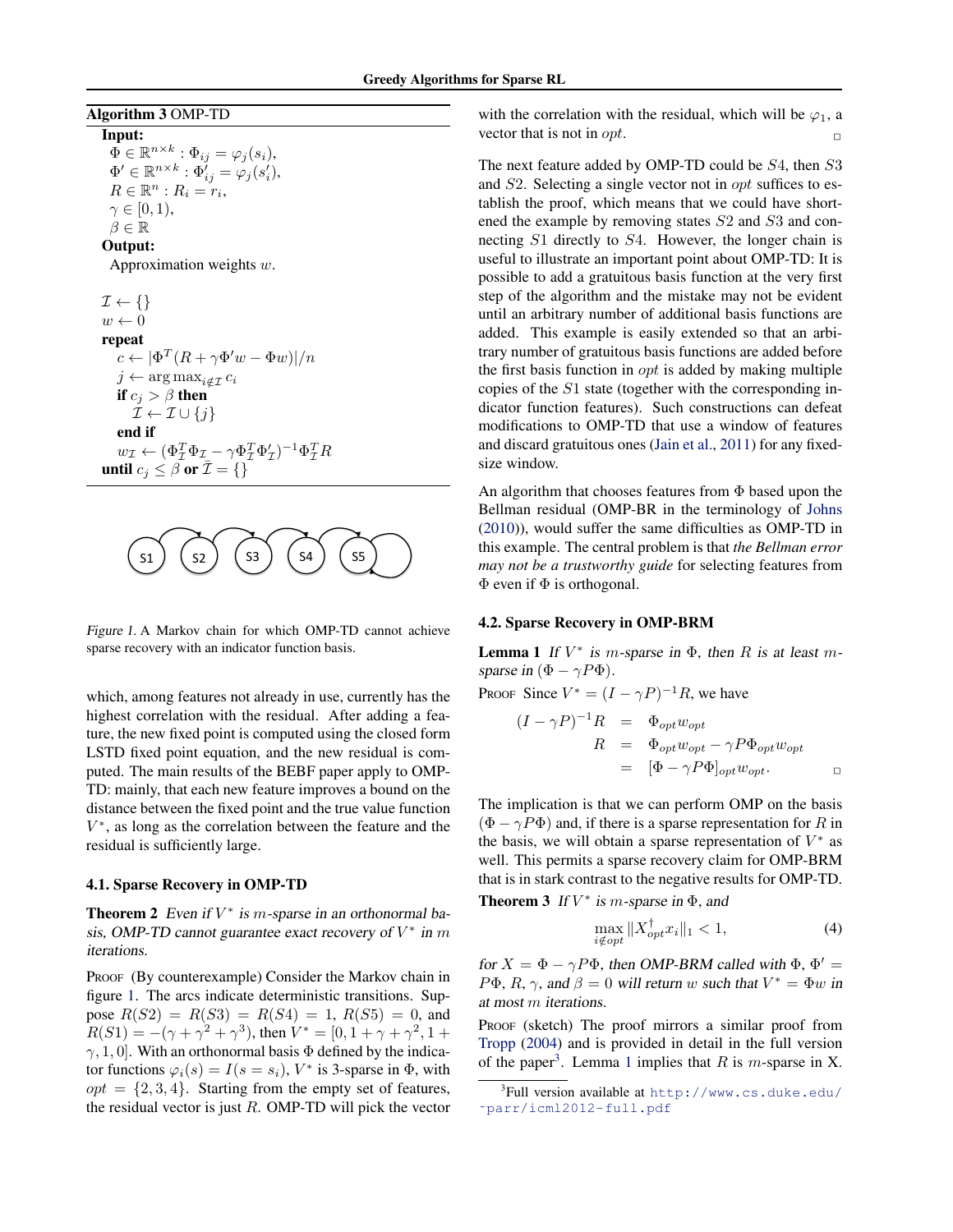**Algorithm 3** OMP-TD

**Input:**
$\Phi \in \mathbb{R}^{n \times k} : \Phi_{ij} = \varphi_j(s_i)$,
$\Phi' \in \mathbb{R}^{n \times k} : \Phi'_{ij} = \varphi_j(s'_i)$,
$R \in \mathbb{R}^n : R_i = r_i$,
$\gamma \in [0, 1)$,
$\beta \in \mathbb{R}$

**Output:**
Approximation weights $w$.

$\mathcal{I} \leftarrow \{\}$
$w \leftarrow 0$
**repeat**
  $c \leftarrow |\Phi^T(R + \gamma\Phi' w - \Phi w)|/n$
  $j \leftarrow \arg\max_{i \notin \mathcal{I}} c_i$
  **if** $c_j > \beta$ **then**
    $\mathcal{I} \leftarrow \mathcal{I} \cup \{j\}$
  **end if**
  $w_{\mathcal{I}} \leftarrow (\Phi_{\mathcal{I}}^T \Phi_{\mathcal{I}} - \gamma \Phi_{\mathcal{I}}^T \Phi'_{\mathcal{I}})^{-1} \Phi_{\mathcal{I}}^T R$
**until** $c_j \leq \beta$ **or** $\bar{\mathcal{I}} = \{\}$

Figure 1. A Markov chain for which OMP-TD cannot achieve sparse recovery with an indicator function basis.

which, among features not already in use, currently has the highest correlation with the residual. After adding a feature, the new fixed point is computed using the closed form LSTD fixed point equation, and the new residual is computed. The main results of the BEBF paper apply to OMP-TD: mainly, that each new feature improves a bound on the distance between the fixed point and the true value function $V^*$, as long as the correlation between the feature and the residual is sufficiently large.

### 4.1. Sparse Recovery in OMP-TD

**Theorem 2** *Even if $V^*$ is $m$-sparse in an orthonormal basis, OMP-TD cannot guarantee exact recovery of $V^*$ in $m$ iterations.*

PROOF (By counterexample) Consider the Markov chain in figure 1. The arcs indicate deterministic transitions. Suppose $R(S2) = R(S3) = R(S4) = 1$, $R(S5) = 0$, and $R(S1) = -(\gamma + \gamma^2 + \gamma^3)$, then $V^* = [0, 1 + \gamma + \gamma^2, 1 + \gamma, 1, 0]$. With an orthonormal basis $\Phi$ defined by the indicator functions $\varphi_i(s) = I(s = s_i)$, $V^*$ is 3-sparse in $\Phi$, with $opt = \{2, 3, 4\}$. Starting from the empty set of features, the residual vector is just $R$. OMP-TD will pick the vector with the correlation with the residual, which will be $\varphi_1$, a vector that is not in $opt$. ◻

The next feature added by OMP-TD could be $S4$, then $S3$ and $S2$. Selecting a single vector not in $opt$ suffices to establish the proof, which means that we could have shortened the example by removing states $S2$ and $S3$ and connecting $S1$ directly to $S4$. However, the longer chain is useful to illustrate an important point about OMP-TD: It is possible to add a gratuitous basis function at the very first step of the algorithm and the mistake may not be evident until an arbitrary number of additional basis functions are added. This example is easily extended so that an arbitrary number of gratuitous basis functions are added before the first basis function in $opt$ is added by making multiple copies of the $S1$ state (together with the corresponding indicator function features). Such constructions can defeat modifications to OMP-TD that use a window of features and discard gratuitous ones (Jain et al., 2011) for any fixed-size window.

An algorithm that chooses features from $\Phi$ based upon the Bellman residual (OMP-BR in the terminology of Johns (2010)), would suffer the same difficulties as OMP-TD in this example. The central problem is that *the Bellman error may not be a trustworthy guide* for selecting features from $\Phi$ even if $\Phi$ is orthogonal.

### 4.2. Sparse Recovery in OMP-BRM

**Lemma 1** *If $V^*$ is $m$-sparse in $\Phi$, then $R$ is at least $m$-sparse in $(\Phi - \gamma P\Phi)$.*

PROOF Since $V^* = (I - \gamma P)^{-1} R$, we have

$$
\begin{aligned}
(I - \gamma P)^{-1} R &= \Phi_{opt} w_{opt} \\
R &= \Phi_{opt} w_{opt} - \gamma P \Phi_{opt} w_{opt} \\
&= [\Phi - \gamma P \Phi]_{opt} w_{opt}.
\end{aligned}
$$

◻

The implication is that we can perform OMP on the basis $(\Phi - \gamma P\Phi)$ and, if there is a sparse representation for $R$ in the basis, we will obtain a sparse representation of $V^*$ as well. This permits a sparse recovery claim for OMP-BRM that is in stark contrast to the negative results for OMP-TD.

**Theorem 3** *If $V^*$ is $m$-sparse in $\Phi$, and*

$$\max_{i \notin opt} \|X_{opt}^{\dagger} x_i\|_1 < 1, \tag{4}$$

*for $X = \Phi - \gamma P\Phi$, then OMP-BRM called with $\Phi$, $\Phi' = P\Phi$, $R$, $\gamma$, and $\beta = 0$ will return $w$ such that $V^* = \Phi w$ in at most $m$ iterations.*

PROOF (sketch) The proof mirrors a similar proof from Tropp (2004) and is provided in detail in the full version of the paper[3]. Lemma 1 implies that $R$ is $m$-sparse in X.

[3] Full version available at http://www.cs.duke.edu/~parr/icml2012-full.pdf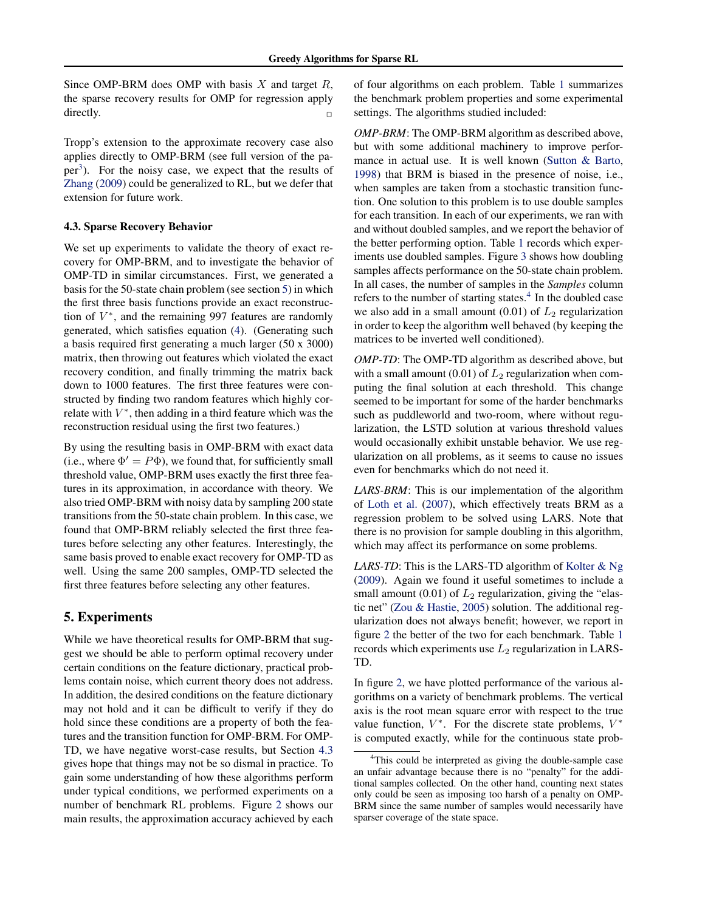Since OMP-BRM does OMP with basis $X$ and target $R$, the sparse recovery results for OMP for regression apply directly. □

Tropp's extension to the approximate recovery case also applies directly to OMP-BRM (see full version of the paper[3]). For the noisy case, we expect that the results of Zhang (2009) could be generalized to RL, but we defer that extension for future work.

### 4.3. Sparse Recovery Behavior

We set up experiments to validate the theory of exact recovery for OMP-BRM, and to investigate the behavior of OMP-TD in similar circumstances. First, we generated a basis for the 50-state chain problem (see section 5) in which the first three basis functions provide an exact reconstruction of $V^*$, and the remaining 997 features are randomly generated, which satisfies equation (4). (Generating such a basis required first generating a much larger (50 x 3000) matrix, then throwing out features which violated the exact recovery condition, and finally trimming the matrix back down to 1000 features. The first three features were constructed by finding two random features which highly correlate with $V^*$, then adding in a third feature which was the reconstruction residual using the first two features.)

By using the resulting basis in OMP-BRM with exact data (i.e., where $\Phi' = P\Phi$), we found that, for sufficiently small threshold value, OMP-BRM uses exactly the first three features in its approximation, in accordance with theory. We also tried OMP-BRM with noisy data by sampling 200 state transitions from the 50-state chain problem. In this case, we found that OMP-BRM reliably selected the first three features before selecting any other features. Interestingly, the same basis proved to enable exact recovery for OMP-TD as well. Using the same 200 samples, OMP-TD selected the first three features before selecting any other features.

## 5. Experiments

While we have theoretical results for OMP-BRM that suggest we should be able to perform optimal recovery under certain conditions on the feature dictionary, practical problems contain noise, which current theory does not address. In addition, the desired conditions on the feature dictionary may not hold and it can be difficult to verify if they do hold since these conditions are a property of both the features and the transition function for OMP-BRM. For OMP-TD, we have negative worst-case results, but Section 4.3 gives hope that things may not be so dismal in practice. To gain some understanding of how these algorithms perform under typical conditions, we performed experiments on a number of benchmark RL problems. Figure 2 shows our main results, the approximation accuracy achieved by each of four algorithms on each problem. Table 1 summarizes the benchmark problem properties and some experimental settings. The algorithms studied included:

*OMP-BRM*: The OMP-BRM algorithm as described above, but with some additional machinery to improve performance in actual use. It is well known (Sutton & Barto, 1998) that BRM is biased in the presence of noise, i.e., when samples are taken from a stochastic transition function. One solution to this problem is to use double samples for each transition. In each of our experiments, we ran with and without doubled samples, and we report the behavior of the better performing option. Table 1 records which experiments use doubled samples. Figure 3 shows how doubling samples affects performance on the 50-state chain problem. In all cases, the number of samples in the *Samples* column refers to the number of starting states.[4] In the doubled case we also add in a small amount (0.01) of $L_2$ regularization in order to keep the algorithm well behaved (by keeping the matrices to be inverted well conditioned).

*OMP-TD*: The OMP-TD algorithm as described above, but with a small amount (0.01) of $L_2$ regularization when computing the final solution at each threshold. This change seemed to be important for some of the harder benchmarks such as puddleworld and two-room, where without regularization, the LSTD solution at various threshold values would occasionally exhibit unstable behavior. We use regularization on all problems, as it seems to cause no issues even for benchmarks which do not need it.

*LARS-BRM*: This is our implementation of the algorithm of Loth et al. (2007), which effectively treats BRM as a regression problem to be solved using LARS. Note that there is no provision for sample doubling in this algorithm, which may affect its performance on some problems.

*LARS-TD*: This is the LARS-TD algorithm of Kolter & Ng (2009). Again we found it useful sometimes to include a small amount (0.01) of $L_2$ regularization, giving the "elastic net" (Zou & Hastie, 2005) solution. The additional regularization does not always benefit; however, we report in figure 2 the better of the two for each benchmark. Table 1 records which experiments use $L_2$ regularization in LARS-TD.

In figure 2, we have plotted performance of the various algorithms on a variety of benchmark problems. The vertical axis is the root mean square error with respect to the true value function, $V^*$. For the discrete state problems, $V^*$ is computed exactly, while for the continuous state prob-

[4] This could be interpreted as giving the double-sample case an unfair advantage because there is no "penalty" for the additional samples collected. On the other hand, counting next states only could be seen as imposing too harsh of a penalty on OMP-BRM since the same number of samples would necessarily have sparser coverage of the state space.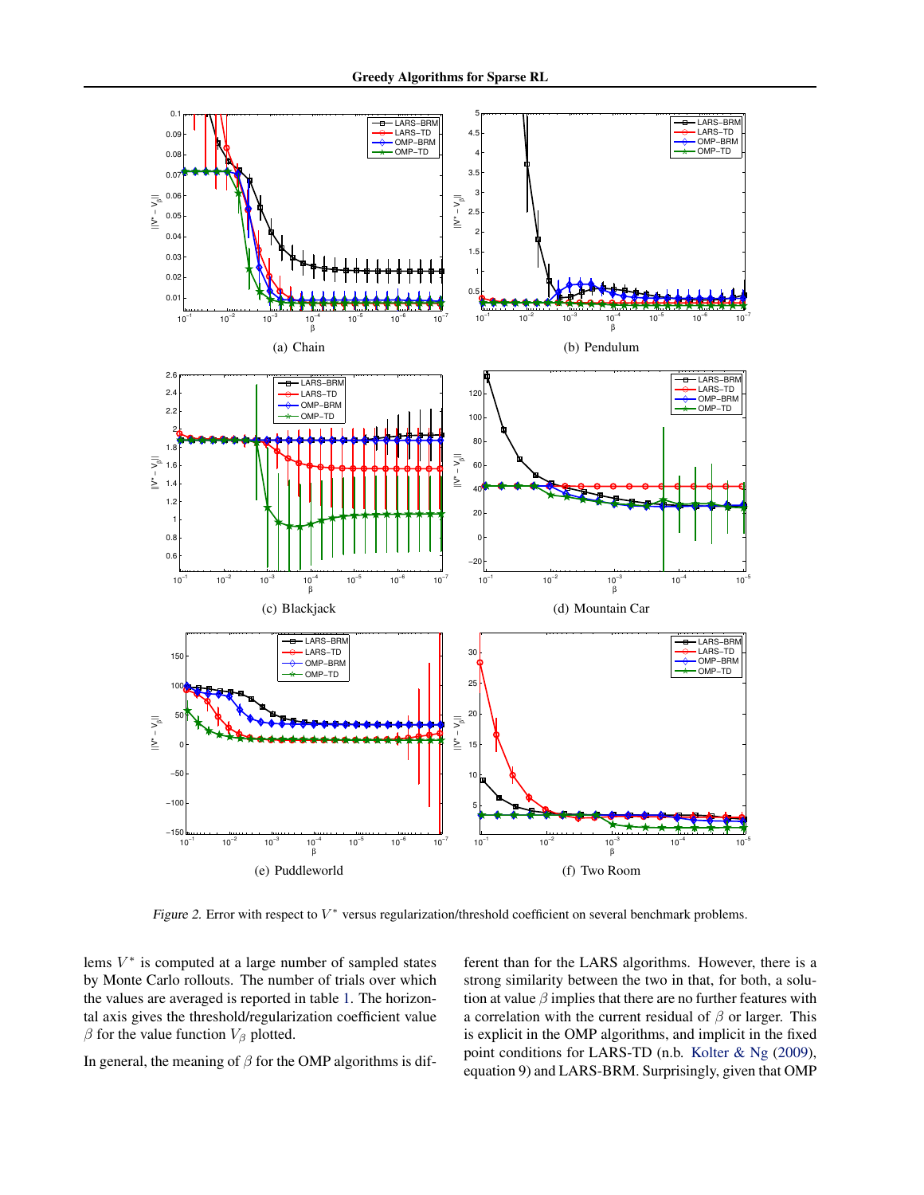(a) Chain

(b) Pendulum

(c) Blackjack

(d) Mountain Car

(e) Puddleworld

(f) Two Room

*Figure 2.* Error with respect to $V^*$ versus regularization/threshold coefficient on several benchmark problems.

lems $V^*$ is computed at a large number of sampled states by Monte Carlo rollouts. The number of trials over which the values are averaged is reported in table 1. The horizontal axis gives the threshold/regularization coefficient value $\beta$ for the value function $V_\beta$ plotted.

In general, the meaning of $\beta$ for the OMP algorithms is different than for the LARS algorithms. However, there is a strong similarity between the two in that, for both, a solution at value $\beta$ implies that there are no further features with a correlation with the current residual of $\beta$ or larger. This is explicit in the OMP algorithms, and implicit in the fixed point conditions for LARS-TD (n.b. Kolter & Ng (2009), equation 9) and LARS-BRM. Surprisingly, given that OMP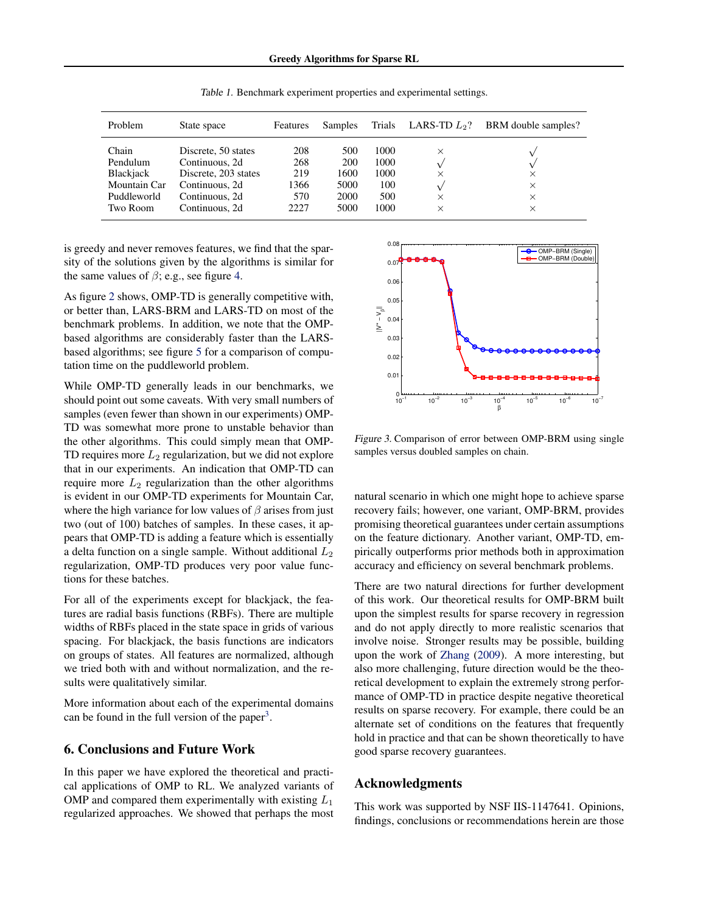Table 1. Benchmark experiment properties and experimental settings.

| Problem | State space | Features | Samples | Trials | LARS-TD $L_2$? | BRM double samples? |
|---|---|---|---|---|---|---|
| Chain | Discrete, 50 states | 208 | 500 | 1000 | × | √ |
| Pendulum | Continuous, 2d | 268 | 200 | 1000 | √ | √ |
| Blackjack | Discrete, 203 states | 219 | 1600 | 1000 | × | × |
| Mountain Car | Continuous, 2d | 1366 | 5000 | 100 | √ | × |
| Puddleworld | Continuous, 2d | 570 | 2000 | 500 | × | × |
| Two Room | Continuous, 2d | 2227 | 5000 | 1000 | × | × |

is greedy and never removes features, we find that the sparsity of the solutions given by the algorithms is similar for the same values of $\beta$; e.g., see figure 4.

As figure 2 shows, OMP-TD is generally competitive with, or better than, LARS-BRM and LARS-TD on most of the benchmark problems. In addition, we note that the OMP-based algorithms are considerably faster than the LARS-based algorithms; see figure 5 for a comparison of computation time on the puddleworld problem.

While OMP-TD generally leads in our benchmarks, we should point out some caveats. With very small numbers of samples (even fewer than shown in our experiments) OMP-TD was somewhat more prone to unstable behavior than the other algorithms. This could simply mean that OMP-TD requires more $L_2$ regularization, but we did not explore that in our experiments. An indication that OMP-TD can require more $L_2$ regularization than the other algorithms is evident in our OMP-TD experiments for Mountain Car, where the high variance for low values of $\beta$ arises from just two (out of 100) batches of samples. In these cases, it appears that OMP-TD is adding a feature which is essentially a delta function on a single sample. Without additional $L_2$ regularization, OMP-TD produces very poor value functions for these batches.

For all of the experiments except for blackjack, the features are radial basis functions (RBFs). There are multiple widths of RBFs placed in the state space in grids of various spacing. For blackjack, the basis functions are indicators on groups of states. All features are normalized, although we tried both with and without normalization, and the results were qualitatively similar.

More information about each of the experimental domains can be found in the full version of the paper[3].

Figure 3. Comparison of error between OMP-BRM using single samples versus doubled samples on chain.

## 6. Conclusions and Future Work

In this paper we have explored the theoretical and practical applications of OMP to RL. We analyzed variants of OMP and compared them experimentally with existing $L_1$ regularized approaches. We showed that perhaps the most natural scenario in which one might hope to achieve sparse recovery fails; however, one variant, OMP-BRM, provides promising theoretical guarantees under certain assumptions on the feature dictionary. Another variant, OMP-TD, empirically outperforms prior methods both in approximation accuracy and efficiency on several benchmark problems.

There are two natural directions for further development of this work. Our theoretical results for OMP-BRM built upon the simplest results for sparse recovery in regression and do not apply directly to more realistic scenarios that involve noise. Stronger results may be possible, building upon the work of Zhang (2009). A more interesting, but also more challenging, future direction would be the theoretical development to explain the extremely strong performance of OMP-TD in practice despite negative theoretical results on sparse recovery. For example, there could be an alternate set of conditions on the features that frequently hold in practice and that can be shown theoretically to have good sparse recovery guarantees.

## Acknowledgments

This work was supported by NSF IIS-1147641. Opinions, findings, conclusions or recommendations herein are those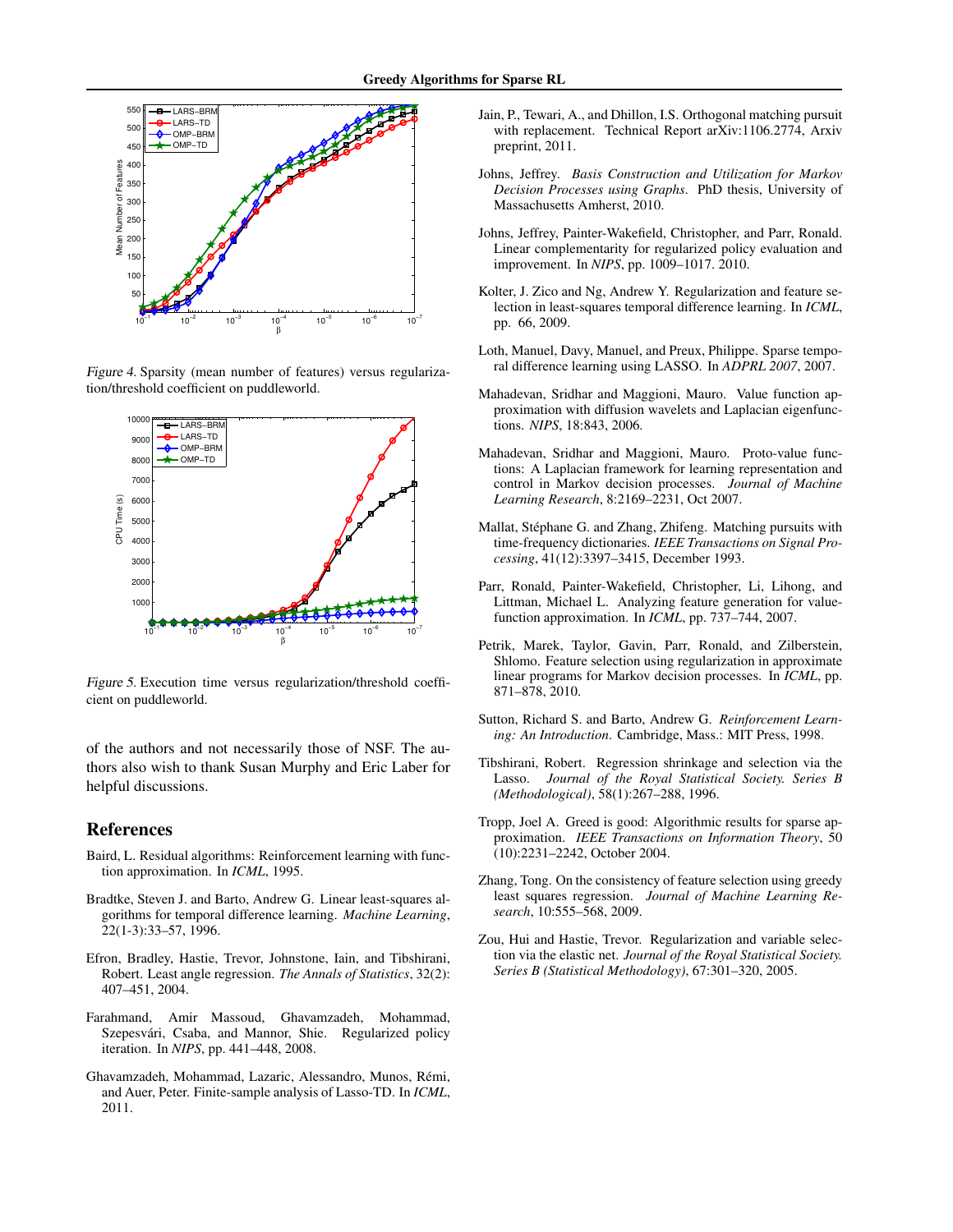LARS–BRM
LARS–TD
OMP–BRM
OMP–TD

550
500
450
400
350
300
250
200
150
100
50

Mean Number of Features

$10^{-1}$ $10^{-2}$ $10^{-3}$ $10^{-4}$ $10^{-5}$ $10^{-6}$ $10^{-7}$

β

*Figure 4.* Sparsity (mean number of features) versus regularization/threshold coefficient on puddleworld.

LARS–BRM
LARS–TD
OMP–BRM
OMP–TD

10000
9000
8000
7000
6000
5000
4000
3000
2000
1000

CPU Time (s)

$10^{-1}$ $10^{-2}$ $10^{-3}$ $10^{-4}$ $10^{-5}$ $10^{-6}$ $10^{-7}$

β

*Figure 5.* Execution time versus regularization/threshold coefficient on puddleworld.

of the authors and not necessarily those of NSF. The authors also wish to thank Susan Murphy and Eric Laber for helpful discussions.

## References

Baird, L. Residual algorithms: Reinforcement learning with function approximation. In *ICML*, 1995.

Bradtke, Steven J. and Barto, Andrew G. Linear least-squares algorithms for temporal difference learning. *Machine Learning*, 22(1-3):33–57, 1996.

Efron, Bradley, Hastie, Trevor, Johnstone, Iain, and Tibshirani, Robert. Least angle regression. *The Annals of Statistics*, 32(2): 407–451, 2004.

Farahmand, Amir Massoud, Ghavamzadeh, Mohammad, Szepesvári, Csaba, and Mannor, Shie. Regularized policy iteration. In *NIPS*, pp. 441–448, 2008.

Ghavamzadeh, Mohammad, Lazaric, Alessandro, Munos, Rémi, and Auer, Peter. Finite-sample analysis of Lasso-TD. In *ICML*, 2011.

Jain, P., Tewari, A., and Dhillon, I.S. Orthogonal matching pursuit with replacement. Technical Report arXiv:1106.2774, Arxiv preprint, 2011.

Johns, Jeffrey. *Basis Construction and Utilization for Markov Decision Processes using Graphs*. PhD thesis, University of Massachusetts Amherst, 2010.

Johns, Jeffrey, Painter-Wakefield, Christopher, and Parr, Ronald. Linear complementarity for regularized policy evaluation and improvement. In *NIPS*, pp. 1009–1017. 2010.

Kolter, J. Zico and Ng, Andrew Y. Regularization and feature selection in least-squares temporal difference learning. In *ICML*, pp. 66, 2009.

Loth, Manuel, Davy, Manuel, and Preux, Philippe. Sparse temporal difference learning using LASSO. In *ADPRL 2007*, 2007.

Mahadevan, Sridhar and Maggioni, Mauro. Value function approximation with diffusion wavelets and Laplacian eigenfunctions. *NIPS*, 18:843, 2006.

Mahadevan, Sridhar and Maggioni, Mauro. Proto-value functions: A Laplacian framework for learning representation and control in Markov decision processes. *Journal of Machine Learning Research*, 8:2169–2231, Oct 2007.

Mallat, Stéphane G. and Zhang, Zhifeng. Matching pursuits with time-frequency dictionaries. *IEEE Transactions on Signal Processing*, 41(12):3397–3415, December 1993.

Parr, Ronald, Painter-Wakefield, Christopher, Li, Lihong, and Littman, Michael L. Analyzing feature generation for value-function approximation. In *ICML*, pp. 737–744, 2007.

Petrik, Marek, Taylor, Gavin, Parr, Ronald, and Zilberstein, Shlomo. Feature selection using regularization in approximate linear programs for Markov decision processes. In *ICML*, pp. 871–878, 2010.

Sutton, Richard S. and Barto, Andrew G. *Reinforcement Learning: An Introduction*. Cambridge, Mass.: MIT Press, 1998.

Tibshirani, Robert. Regression shrinkage and selection via the Lasso. *Journal of the Royal Statistical Society. Series B (Methodological)*, 58(1):267–288, 1996.

Tropp, Joel A. Greed is good: Algorithmic results for sparse approximation. *IEEE Transactions on Information Theory*, 50 (10):2231–2242, October 2004.

Zhang, Tong. On the consistency of feature selection using greedy least squares regression. *Journal of Machine Learning Research*, 10:555–568, 2009.

Zou, Hui and Hastie, Trevor. Regularization and variable selection via the elastic net. *Journal of the Royal Statistical Society. Series B (Statistical Methodology)*, 67:301–320, 2005.